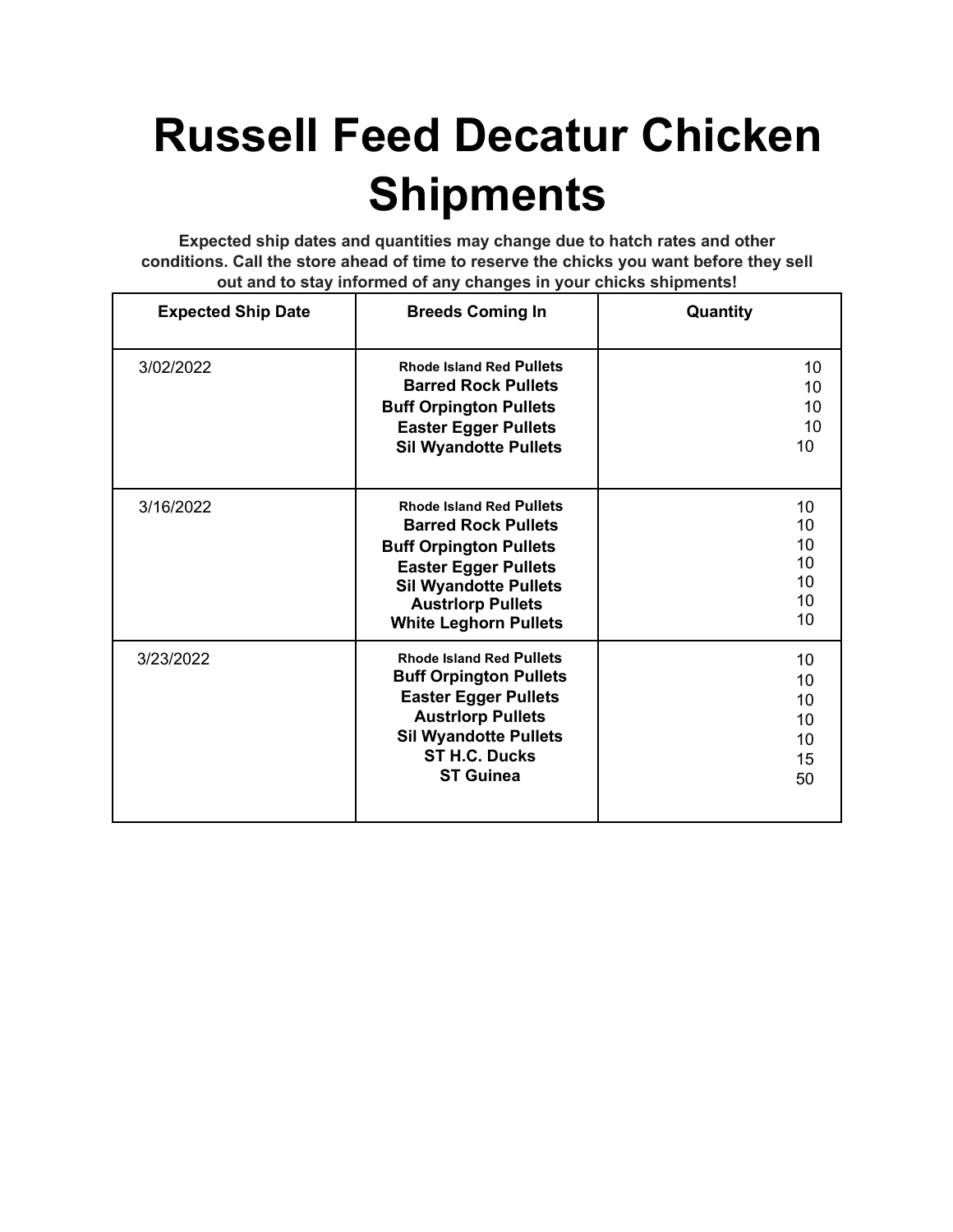# Russell Feed Decatur Chicken Shipments

**Expected ship dates and quantities may change due to hatch rates and other conditions. Call the store ahead of time to reserve the chicks you want before they sell out and to stay informed of any changes in your chicks shipments!**

| Expected Ship Date | Breeds Coming In | Quantity |
|---|---|---|
| 3/02/2022 | Rhode Island Red Pullets<br>Barred Rock Pullets<br>Buff Orpington Pullets<br>Easter Egger Pullets<br>Sil Wyandotte Pullets | 10<br>10<br>10<br>10<br>10 |
| 3/16/2022 | Rhode Island Red Pullets<br>Barred Rock Pullets<br>Buff Orpington Pullets<br>Easter Egger Pullets<br>Sil Wyandotte Pullets<br>Austrlorp Pullets<br>White Leghorn Pullets | 10<br>10<br>10<br>10<br>10<br>10<br>10 |
| 3/23/2022 | Rhode Island Red Pullets<br>Buff Orpington Pullets<br>Easter Egger Pullets<br>Austrlorp Pullets<br>Sil Wyandotte Pullets<br>ST H.C. Ducks<br>ST Guinea | 10<br>10<br>10<br>10<br>10<br>15<br>50 |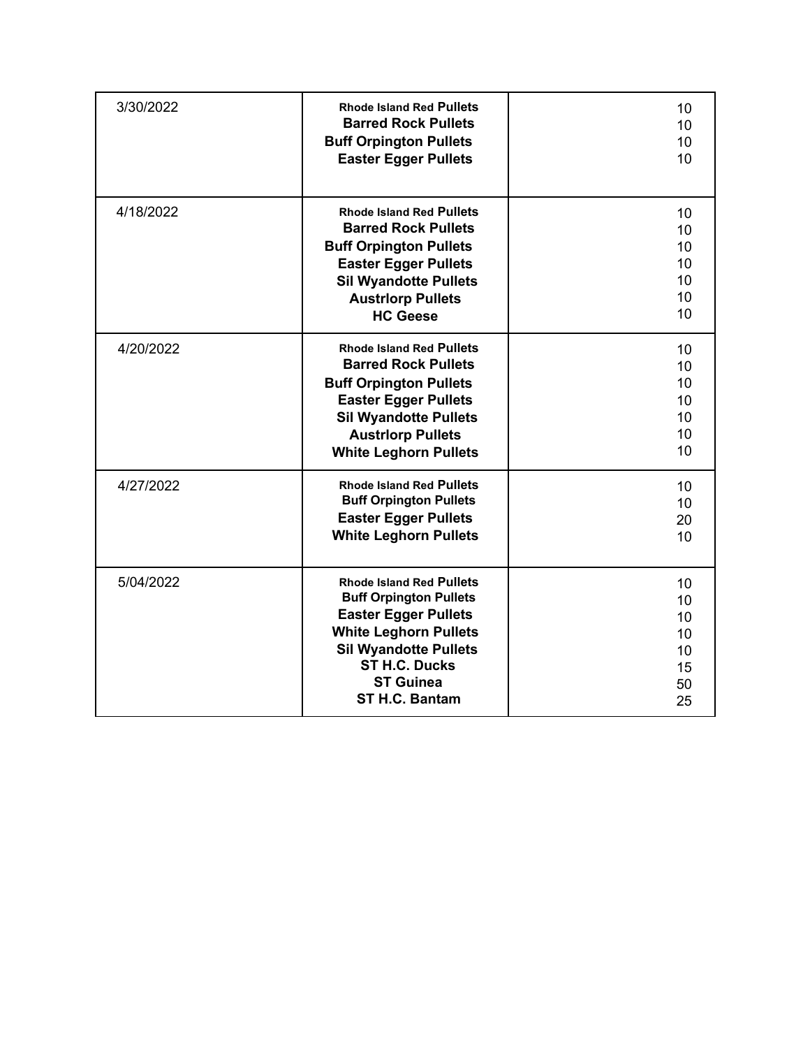| | | |
|---|---|---|
| 3/30/2022 | Rhode Island Red Pullets<br>Barred Rock Pullets<br>Buff Orpington Pullets<br>Easter Egger Pullets | 10<br>10<br>10<br>10 |
| 4/18/2022 | Rhode Island Red Pullets<br>Barred Rock Pullets<br>Buff Orpington Pullets<br>Easter Egger Pullets<br>Sil Wyandotte Pullets<br>Austrlorp Pullets<br>HC Geese | 10<br>10<br>10<br>10<br>10<br>10<br>10 |
| 4/20/2022 | Rhode Island Red Pullets<br>Barred Rock Pullets<br>Buff Orpington Pullets<br>Easter Egger Pullets<br>Sil Wyandotte Pullets<br>Austrlorp Pullets<br>White Leghorn Pullets | 10<br>10<br>10<br>10<br>10<br>10<br>10 |
| 4/27/2022 | Rhode Island Red Pullets<br>Buff Orpington Pullets<br>Easter Egger Pullets<br>White Leghorn Pullets | 10<br>10<br>20<br>10 |
| 5/04/2022 | Rhode Island Red Pullets<br>Buff Orpington Pullets<br>Easter Egger Pullets<br>White Leghorn Pullets<br>Sil Wyandotte Pullets<br>ST H.C. Ducks<br>ST Guinea<br>ST H.C. Bantam | 10<br>10<br>10<br>10<br>10<br>15<br>50<br>25 |